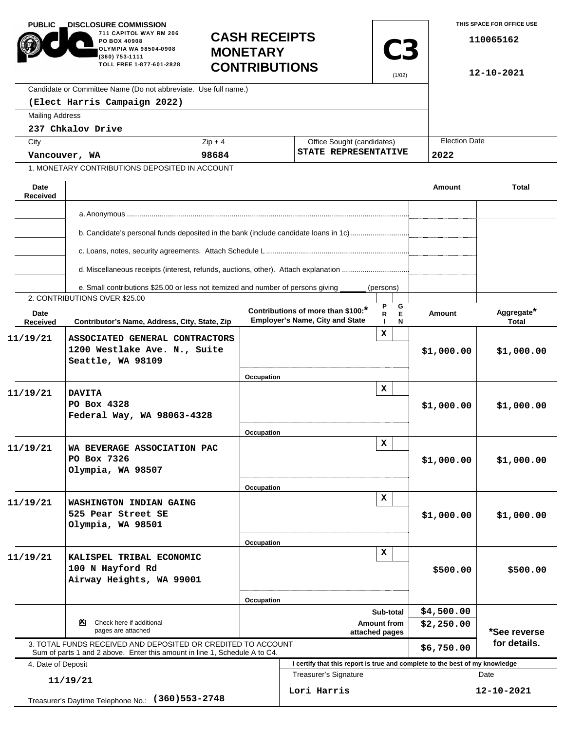PUBLIC DISCLOSURE COMMISSION
711 CAPITOL WAY RM 206
PO BOX 40908
OLYMPIA WA 98504-0908
(360) 753-1111
TOLL FREE 1-877-601-2828

# CASH RECEIPTS MONETARY CONTRIBUTIONS

**C3** (1/02)

THIS SPACE FOR OFFICE USE

110065162

12-10-2021

Candidate or Committee Name (Do not abbreviate. Use full name.)
**(Elect Harris Campaign 2022)**

Mailing Address
**237 Chkalov Drive**

| City | Zip + 4 | Office Sought (candidates) | Election Date |
|---|---|---|---|
| Vancouver, WA | 98684 | STATE REPRESENTATIVE | 2022 |

1. MONETARY CONTRIBUTIONS DEPOSITED IN ACCOUNT

| Date Received | | Amount | Total |
|---|---|---|---|
| | a. Anonymous | | |
| | b. Candidate's personal funds deposited in the bank (include candidate loans in 1c) | | |
| | c. Loans, notes, security agreements. Attach Schedule L | | |
| | d. Miscellaneous receipts (interest, refunds, auctions, other). Attach explanation | | |
| | e. Small contributions $25.00 or less not itemized and number of persons giving ______ (persons) | | |

2. CONTRIBUTIONS OVER $25.00

| Date Received | Contributor's Name, Address, City, State, Zip | Contributions of more than $100:* Employer's Name, City and State / Occupation | PRI | GEN | Amount | Aggregate* Total |
|---|---|---|---|---|---|---|
| 11/19/21 | ASSOCIATED GENERAL CONTRACTORS 1200 Westlake Ave. N., Suite Seattle, WA 98109 | Occupation | X | | $1,000.00 | $1,000.00 |
| 11/19/21 | DAVITA PO Box 4328 Federal Way, WA 98063-4328 | Occupation | X | | $1,000.00 | $1,000.00 |
| 11/19/21 | WA BEVERAGE ASSOCIATION PAC PO Box 7326 Olympia, WA 98507 | Occupation | X | | $1,000.00 | $1,000.00 |
| 11/19/21 | WASHINGTON INDIAN GAING 525 Pear Street SE Olympia, WA 98501 | Occupation | X | | $1,000.00 | $1,000.00 |
| 11/19/21 | KALISPEL TRIBAL ECONOMIC 100 N Hayford Rd Airway Heights, WA 99001 | Occupation | X | | $500.00 | $500.00 |

☒ Check here if additional pages are attached

| | Amount |
|---|---|
| Sub-total | $4,500.00 |
| Amount from attached pages | $2,250.00 |
| 3. TOTAL FUNDS RECEIVED AND DEPOSITED OR CREDITED TO ACCOUNT (Sum of parts 1 and 2 above. Enter this amount in line 1, Schedule A to C4.) | $6,750.00 |

*See reverse for details.

4. Date of Deposit: **11/19/21**

Treasurer's Daytime Telephone No.: **(360)553-2748**

I certify that this report is true and complete to the best of my knowledge

| Treasurer's Signature | Date |
|---|---|
| Lori Harris | 12-10-2021 |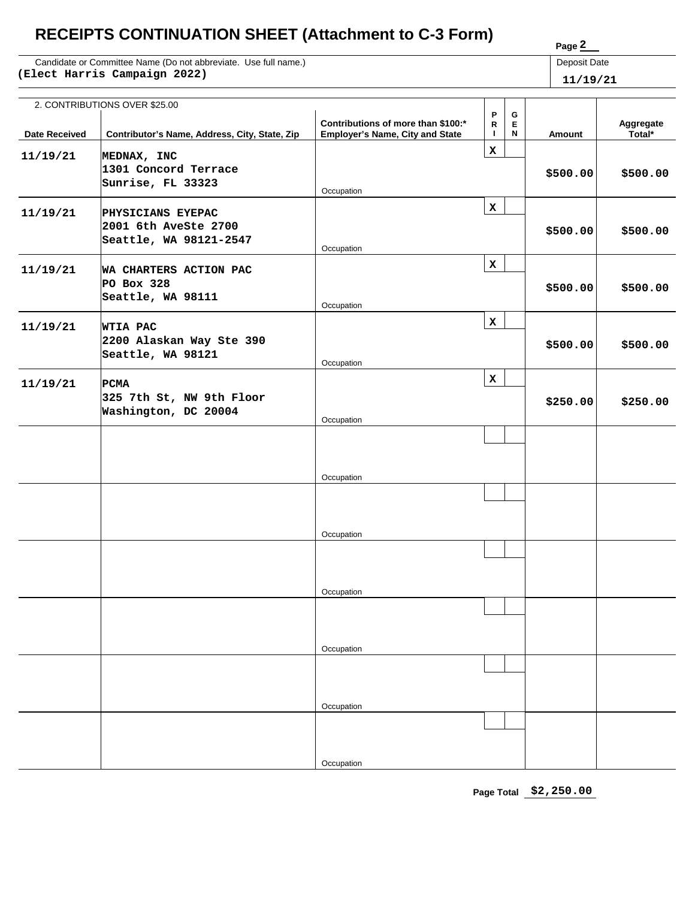# RECEIPTS CONTINUATION SHEET (Attachment to C-3 Form)

Page 2

Candidate or Committee Name (Do not abbreviate. Use full name.)
**(Elect Harris Campaign 2022)**

Deposit Date
**11/19/21**

2. CONTRIBUTIONS OVER $25.00

| Date Received | Contributor's Name, Address, City, State, Zip | Contributions of more than $100:* Employer's Name, City and State | PRI | GEN | Amount | Aggregate Total* |
|---|---|---|---|---|---|---|
| 11/19/21 | MEDNAX, INC<br>1301 Concord Terrace<br>Sunrise, FL 33323 | Occupation | X | | $500.00 | $500.00 |
| 11/19/21 | PHYSICIANS EYEPAC<br>2001 6th AveSte 2700<br>Seattle, WA 98121-2547 | Occupation | X | | $500.00 | $500.00 |
| 11/19/21 | WA CHARTERS ACTION PAC<br>PO Box 328<br>Seattle, WA 98111 | Occupation | X | | $500.00 | $500.00 |
| 11/19/21 | WTIA PAC<br>2200 Alaskan Way Ste 390<br>Seattle, WA 98121 | Occupation | X | | $500.00 | $500.00 |
| 11/19/21 | PCMA<br>325 7th St, NW 9th Floor<br>Washington, DC 20004 | Occupation | X | | $250.00 | $250.00 |
| | | Occupation | | | | |
| | | Occupation | | | | |
| | | Occupation | | | | |
| | | Occupation | | | | |
| | | Occupation | | | | |
| | | Occupation | | | | |

Page Total **$2,250.00**